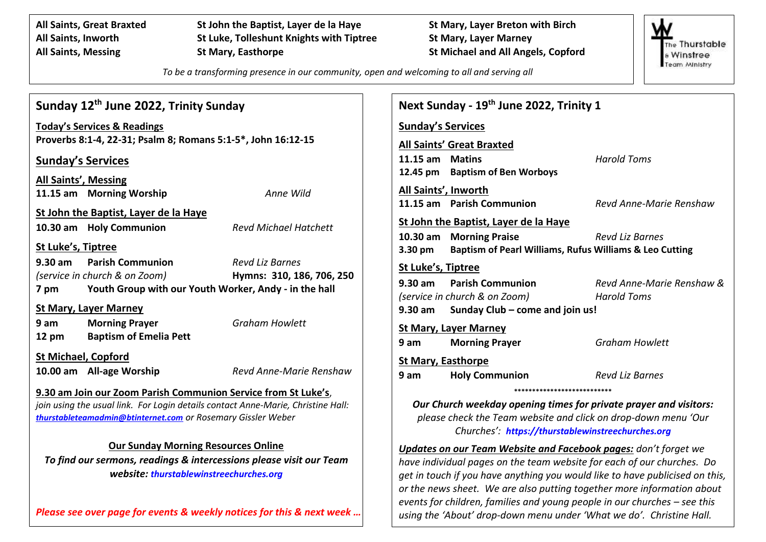**All Saints, Great Braxted**
**All Saints, Inworth**
**All Saints, Messing**
**St John the Baptist, Layer de la Haye**
**St Luke, Tolleshunt Knights with Tiptree**
**St Mary, Easthorpe**
**St Mary, Layer Breton with Birch**
**St Mary, Layer Marney**
**St Michael and All Angels, Copford**

The Thurstable & Winstree Team Ministry

*To be a transforming presence in our community, open and welcoming to all and serving all*

## Sunday 12th June 2022, Trinity Sunday

**Today's Services & Readings**
**Proverbs 8:1-4, 22-31; Psalm 8; Romans 5:1-5*, John 16:12-15**

### Sunday's Services

**All Saints', Messing**
**11.15 am Morning Worship** *Anne Wild*

**St John the Baptist, Layer de la Haye**
**10.30 am Holy Communion** *Revd Michael Hatchett*

**St Luke's, Tiptree**
**9.30 am Parish Communion** *Revd Liz Barnes*
*(service in church & on Zoom)* **Hymns: 310, 186, 706, 250**
**7 pm Youth Group with our Youth Worker, Andy - in the hall**

**St Mary, Layer Marney**
**9 am Morning Prayer** *Graham Howlett*
**12 pm Baptism of Emelia Pett**

**St Michael, Copford**
**10.00 am All-age Worship** *Revd Anne-Marie Renshaw*

**9.30 am Join our Zoom Parish Communion Service from St Luke's**, *join using the usual link. For Login details contact Anne-Marie, Christine Hall: **thurstableteamadmin@btinternet.com** or Rosemary Gissler Weber*

**Our Sunday Morning Resources Online**
***To find our sermons, readings & intercessions please visit our Team website: thurstablewinstreechurches.org***

***Please see over page for events & weekly notices for this & next week …***

## Next Sunday - 19th June 2022, Trinity 1

### Sunday's Services

**All Saints' Great Braxted**
**11.15 am Matins** *Harold Toms*
**12.45 pm Baptism of Ben Worboys**

**All Saints', Inworth**
**11.15 am Parish Communion** *Revd Anne-Marie Renshaw*

**St John the Baptist, Layer de la Haye**
**10.30 am Morning Praise** *Revd Liz Barnes*
**3.30 pm Baptism of Pearl Williams, Rufus Williams & Leo Cutting**

**St Luke's, Tiptree**
**9.30 am Parish Communion** *Revd Anne-Marie Renshaw & Harold Toms*
*(service in church & on Zoom)*
**9.30 am Sunday Club – come and join us!**

**St Mary, Layer Marney**
**9 am Morning Prayer** *Graham Howlett*

**St Mary, Easthorpe**
**9 am Holy Communion** *Revd Liz Barnes*

***************************

***Our Church weekday opening times for private prayer and visitors:*** *please check the Team website and click on drop-down menu 'Our Churches': **https://thurstablewinstreechurches.org***

***Updates on our Team Website and Facebook pages:*** *don't forget we have individual pages on the team website for each of our churches. Do get in touch if you have anything you would like to have publicised on this, or the news sheet. We are also putting together more information about events for children, families and young people in our churches – see this using the 'About' drop-down menu under 'What we do'. Christine Hall.*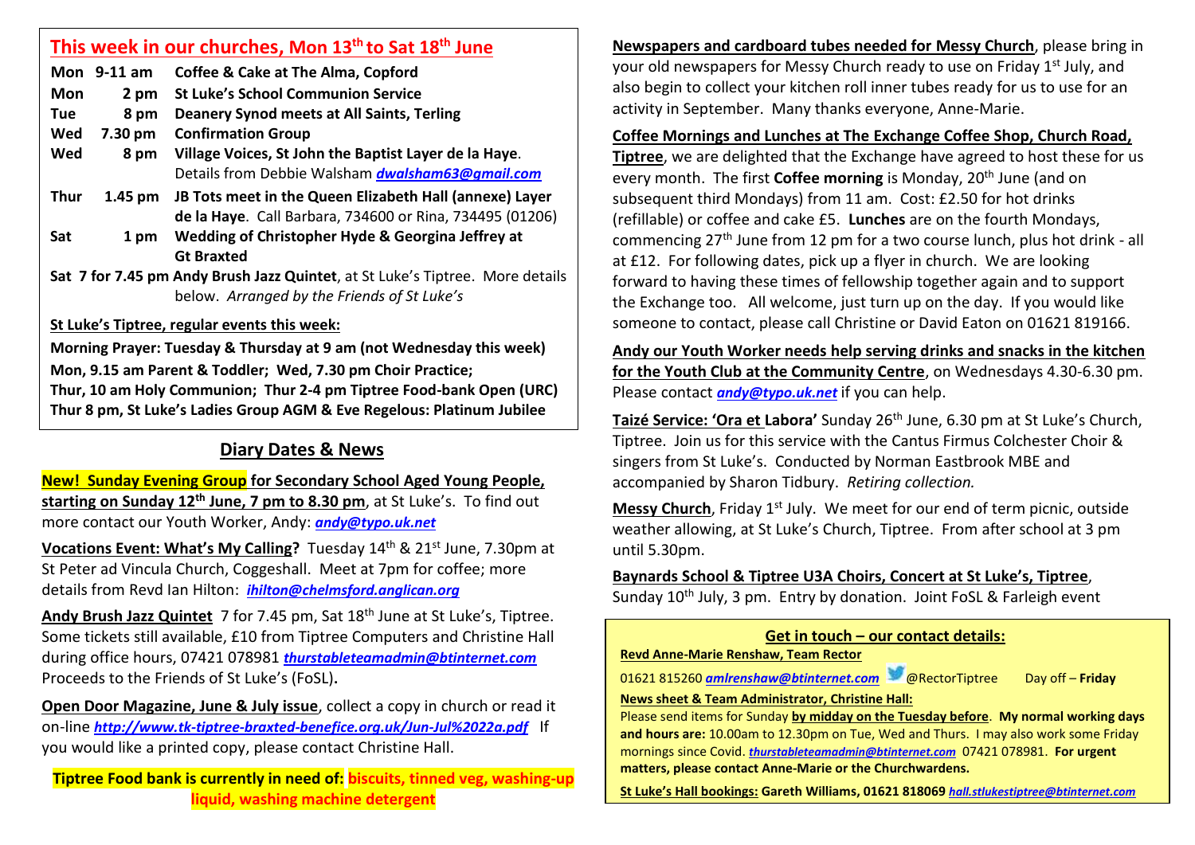## This week in our churches, Mon 13th to Sat 18th June

| | | |
|---|---|---|
| **Mon** | **9-11 am** | **Coffee & Cake at The Alma, Copford** |
| **Mon** | **2 pm** | **St Luke's School Communion Service** |
| **Tue** | **8 pm** | **Deanery Synod meets at All Saints, Terling** |
| **Wed** | **7.30 pm** | **Confirmation Group** |
| **Wed** | **8 pm** | **Village Voices, St John the Baptist Layer de la Haye**. Details from Debbie Walsham ***dwalsham63@gmail.com*** |
| **Thur** | **1.45 pm** | **JB Tots meet in the Queen Elizabeth Hall (annexe) Layer de la Haye**. Call Barbara, 734600 or Rina, 734495 (01206) |
| **Sat** | **1 pm** | **Wedding of Christopher Hyde & Georgina Jeffrey at Gt Braxted** |

**Sat 7 for 7.45 pm Andy Brush Jazz Quintet**, at St Luke's Tiptree. More details below. *Arranged by the Friends of St Luke's*

**St Luke's Tiptree, regular events this week:**

**Morning Prayer: Tuesday & Thursday at 9 am (not Wednesday this week)**
**Mon, 9.15 am Parent & Toddler; Wed, 7.30 pm Choir Practice;**
**Thur, 10 am Holy Communion; Thur 2-4 pm Tiptree Food-bank Open (URC)**
**Thur 8 pm, St Luke's Ladies Group AGM & Eve Regelous: Platinum Jubilee**

## Diary Dates & News

**New! Sunday Evening Group for Secondary School Aged Young People, starting on Sunday 12th June, 7 pm to 8.30 pm**, at St Luke's. To find out more contact our Youth Worker, Andy: ***andy@typo.uk.net***

**Vocations Event: What's My Calling?** Tuesday 14th & 21st June, 7.30pm at St Peter ad Vincula Church, Coggeshall. Meet at 7pm for coffee; more details from Revd Ian Hilton: ***ihilton@chelmsford.anglican.org***

**Andy Brush Jazz Quintet** 7 for 7.45 pm, Sat 18th June at St Luke's, Tiptree. Some tickets still available, £10 from Tiptree Computers and Christine Hall during office hours, 07421 078981 ***thurstableteamadmin@btinternet.com*** Proceeds to the Friends of St Luke's (FoSL).

**Open Door Magazine, June & July issue**, collect a copy in church or read it on-line ***http://www.tk-tiptree-braxted-benefice.org.uk/Jun-Jul%2022a.pdf*** If you would like a printed copy, please contact Christine Hall.

**Tiptree Food bank is currently in need of: biscuits, tinned veg, washing-up liquid, washing machine detergent**

**Newspapers and cardboard tubes needed for Messy Church**, please bring in your old newspapers for Messy Church ready to use on Friday 1st July, and also begin to collect your kitchen roll inner tubes ready for us to use for an activity in September. Many thanks everyone, Anne-Marie.

**Coffee Mornings and Lunches at The Exchange Coffee Shop, Church Road, Tiptree**, we are delighted that the Exchange have agreed to host these for us every month. The first **Coffee morning** is Monday, 20th June (and on subsequent third Mondays) from 11 am. Cost: £2.50 for hot drinks (refillable) or coffee and cake £5. **Lunches** are on the fourth Mondays, commencing 27th June from 12 pm for a two course lunch, plus hot drink - all at £12. For following dates, pick up a flyer in church. We are looking forward to having these times of fellowship together again and to support the Exchange too. All welcome, just turn up on the day. If you would like someone to contact, please call Christine or David Eaton on 01621 819166.

**Andy our Youth Worker needs help serving drinks and snacks in the kitchen for the Youth Club at the Community Centre**, on Wednesdays 4.30-6.30 pm. Please contact ***andy@typo.uk.net*** if you can help.

**Taizé Service: 'Ora et Labora'** Sunday 26th June, 6.30 pm at St Luke's Church, Tiptree. Join us for this service with the Cantus Firmus Colchester Choir & singers from St Luke's. Conducted by Norman Eastbrook MBE and accompanied by Sharon Tidbury. *Retiring collection.*

**Messy Church**, Friday 1st July. We meet for our end of term picnic, outside weather allowing, at St Luke's Church, Tiptree. From after school at 3 pm until 5.30pm.

**Baynards School & Tiptree U3A Choirs, Concert at St Luke's, Tiptree**, Sunday 10th July, 3 pm. Entry by donation. Joint FoSL & Farleigh event

### Get in touch – our contact details:

**Revd Anne-Marie Renshaw, Team Rector**

01621 815260 ***amlrenshaw@btinternet.com*** @RectorTiptree Day off – **Friday**

**News sheet & Team Administrator, Christine Hall:**

Please send items for Sunday **by midday on the Tuesday before**. **My normal working days and hours are:** 10.00am to 12.30pm on Tue, Wed and Thurs. I may also work some Friday mornings since Covid. ***thurstableteamadmin@btinternet.com*** 07421 078981. **For urgent matters, please contact Anne-Marie or the Churchwardens.**

**St Luke's Hall bookings: Gareth Williams, 01621 818069 *hall.stlukestiptree@btinternet.com***